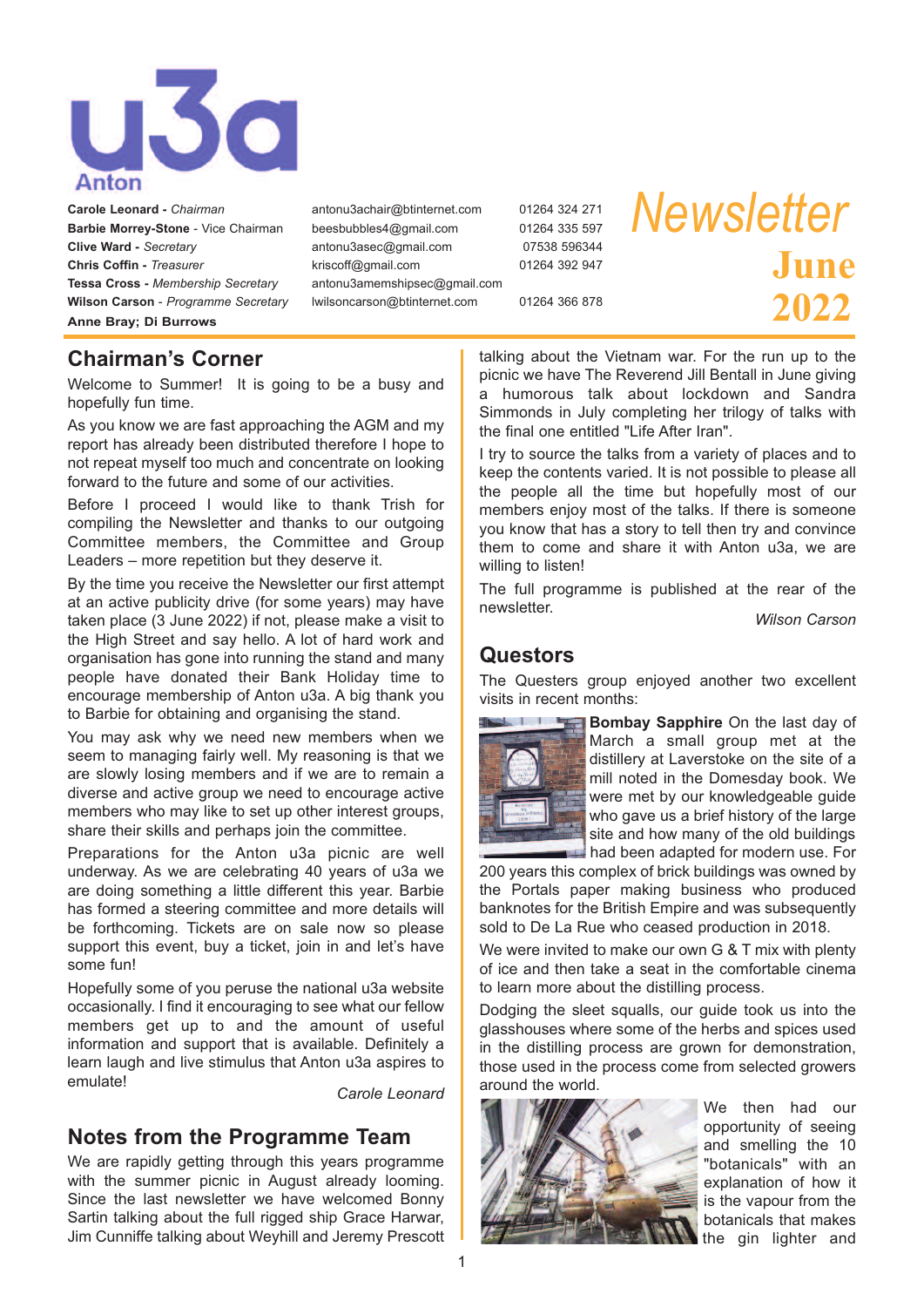u3a Anton

| | | |
|---|---|---|
| **Carole Leonard** - *Chairman* | antonu3achair@btinternet.com | 01264 324 271 |
| **Barbie Morrey-Stone** - Vice Chairman | beesbubbles4@gmail.com | 01264 335 597 |
| **Clive Ward** - *Secretary* | antonu3asec@gmail.com | 07538 596344 |
| **Chris Coffin** - *Treasurer* | kriscoff@gmail.com | 01264 392 947 |
| **Tessa Cross** - *Membership Secretary* | antonu3amemshipsec@gmail.com | |
| **Wilson Carson** - *Programme Secretary* | lwilsoncarson@btinternet.com | 01264 366 878 |
| **Anne Bray; Di Burrows** | | |

# *Newsletter* June 2022

## Chairman's Corner

Welcome to Summer! It is going to be a busy and hopefully fun time.

As you know we are fast approaching the AGM and my report has already been distributed therefore I hope to not repeat myself too much and concentrate on looking forward to the future and some of our activities.

Before I proceed I would like to thank Trish for compiling the Newsletter and thanks to our outgoing Committee members, the Committee and Group Leaders – more repetition but they deserve it.

By the time you receive the Newsletter our first attempt at an active publicity drive (for some years) may have taken place (3 June 2022) if not, please make a visit to the High Street and say hello. A lot of hard work and organisation has gone into running the stand and many people have donated their Bank Holiday time to encourage membership of Anton u3a. A big thank you to Barbie for obtaining and organising the stand.

You may ask why we need new members when we seem to managing fairly well. My reasoning is that we are slowly losing members and if we are to remain a diverse and active group we need to encourage active members who may like to set up other interest groups, share their skills and perhaps join the committee.

Preparations for the Anton u3a picnic are well underway. As we are celebrating 40 years of u3a we are doing something a little different this year. Barbie has formed a steering committee and more details will be forthcoming. Tickets are on sale now so please support this event, buy a ticket, join in and let's have some fun!

Hopefully some of you peruse the national u3a website occasionally. I find it encouraging to see what our fellow members get up to and the amount of useful information and support that is available. Definitely a learn laugh and live stimulus that Anton u3a aspires to emulate!

*Carole Leonard*

## Notes from the Programme Team

We are rapidly getting through this years programme with the summer picnic in August already looming. Since the last newsletter we have welcomed Bonny Sartin talking about the full rigged ship Grace Harwar, Jim Cunniffe talking about Weyhill and Jeremy Prescott talking about the Vietnam war. For the run up to the picnic we have The Reverend Jill Bentall in June giving a humorous talk about lockdown and Sandra Simmonds in July completing her trilogy of talks with the final one entitled "Life After Iran".

I try to source the talks from a variety of places and to keep the contents varied. It is not possible to please all the people all the time but hopefully most of our members enjoy most of the talks. If there is someone you know that has a story to tell then try and convince them to come and share it with Anton u3a, we are willing to listen!

The full programme is published at the rear of the newsletter.

*Wilson Carson*

## Questors

The Questers group enjoyed another two excellent visits in recent months:

**Bombay Sapphire** On the last day of March a small group met at the distillery at Laverstoke on the site of a mill noted in the Domesday book. We were met by our knowledgeable guide who gave us a brief history of the large site and how many of the old buildings had been adapted for modern use. For 200 years this complex of brick buildings was owned by the Portals paper making business who produced banknotes for the British Empire and was subsequently sold to De La Rue who ceased production in 2018.

We were invited to make our own G & T mix with plenty of ice and then take a seat in the comfortable cinema to learn more about the distilling process.

Dodging the sleet squalls, our guide took us into the glasshouses where some of the herbs and spices used in the distilling process are grown for demonstration, those used in the process come from selected growers around the world.

We then had our opportunity of seeing and smelling the 10 "botanicals" with an explanation of how it is the vapour from the botanicals that makes the gin lighter and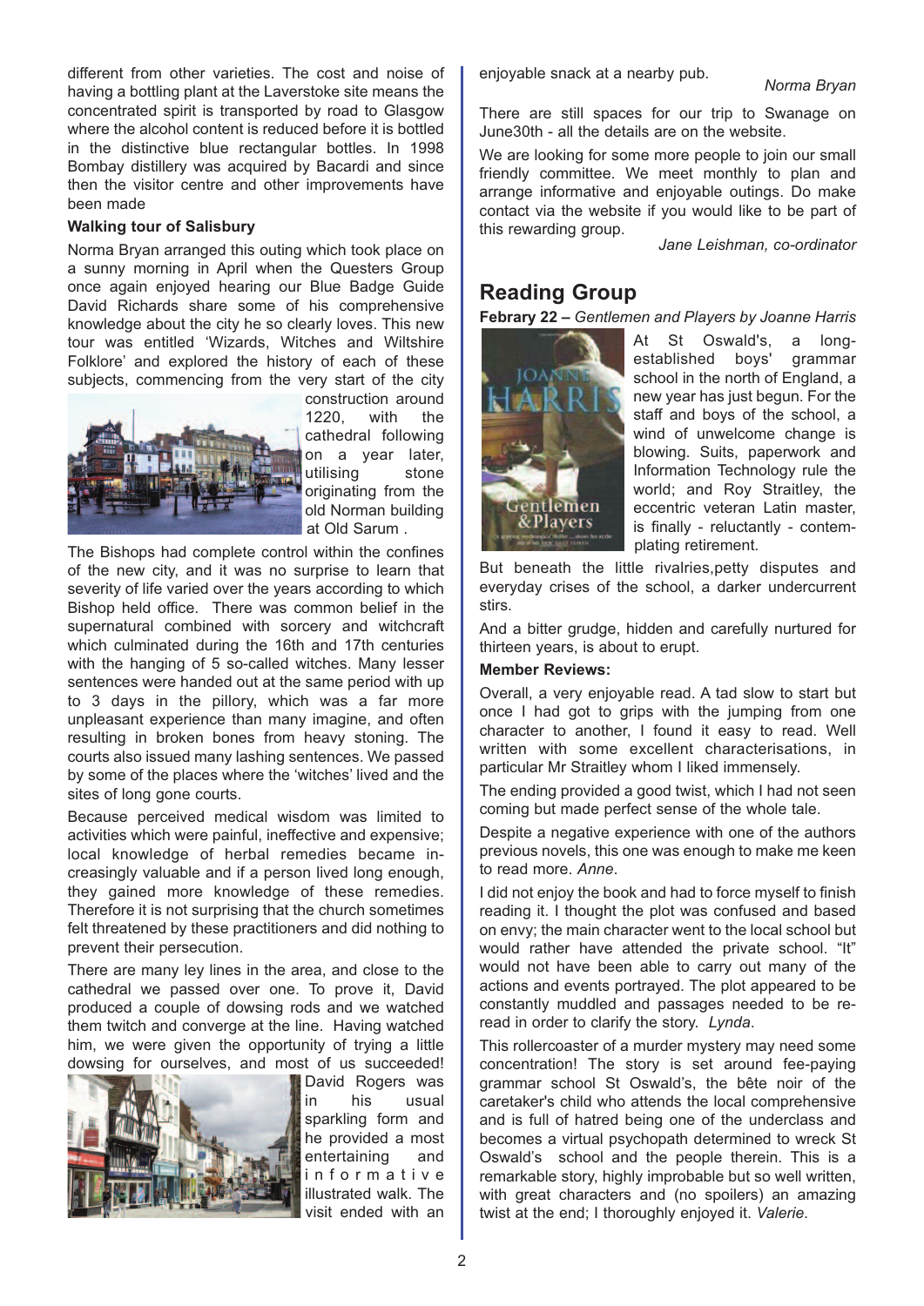different from other varieties. The cost and noise of having a bottling plant at the Laverstoke site means the concentrated spirit is transported by road to Glasgow where the alcohol content is reduced before it is bottled in the distinctive blue rectangular bottles. In 1998 Bombay distillery was acquired by Bacardi and since then the visitor centre and other improvements have been made

**Walking tour of Salisbury**

Norma Bryan arranged this outing which took place on a sunny morning in April when the Questers Group once again enjoyed hearing our Blue Badge Guide David Richards share some of his comprehensive knowledge about the city he so clearly loves. This new tour was entitled 'Wizards, Witches and Wiltshire Folklore' and explored the history of each of these subjects, commencing from the very start of the city construction around 1220, with the cathedral following on a year later, utilising stone originating from the old Norman building at Old Sarum .

The Bishops had complete control within the confines of the new city, and it was no surprise to learn that severity of life varied over the years according to which Bishop held office. There was common belief in the supernatural combined with sorcery and witchcraft which culminated during the 16th and 17th centuries with the hanging of 5 so-called witches. Many lesser sentences were handed out at the same period with up to 3 days in the pillory, which was a far more unpleasant experience than many imagine, and often resulting in broken bones from heavy stoning. The courts also issued many lashing sentences. We passed by some of the places where the 'witches' lived and the sites of long gone courts.

Because perceived medical wisdom was limited to activities which were painful, ineffective and expensive; local knowledge of herbal remedies became increasingly valuable and if a person lived long enough, they gained more knowledge of these remedies. Therefore it is not surprising that the church sometimes felt threatened by these practitioners and did nothing to prevent their persecution.

There are many ley lines in the area, and close to the cathedral we passed over one. To prove it, David produced a couple of dowsing rods and we watched them twitch and converge at the line. Having watched him, we were given the opportunity of trying a little dowsing for ourselves, and most of us succeeded! David Rogers was in his usual sparkling form and he provided a most entertaining and informative illustrated walk. The visit ended with an enjoyable snack at a nearby pub.

*Norma Bryan*

There are still spaces for our trip to Swanage on June30th - all the details are on the website.

We are looking for some more people to join our small friendly committee. We meet monthly to plan and arrange informative and enjoyable outings. Do make contact via the website if you would like to be part of this rewarding group.

*Jane Leishman, co-ordinator*

## Reading Group

**Febrary 22 –** *Gentlemen and Players by Joanne Harris*

At St Oswald's, a long-established boys' grammar school in the north of England, a new year has just begun. For the staff and boys of the school, a wind of unwelcome change is blowing. Suits, paperwork and Information Technology rule the world; and Roy Straitley, the eccentric veteran Latin master, is finally - reluctantly - contemplating retirement.

But beneath the little rivalries,petty disputes and everyday crises of the school, a darker undercurrent stirs.

And a bitter grudge, hidden and carefully nurtured for thirteen years, is about to erupt.

**Member Reviews:**

Overall, a very enjoyable read. A tad slow to start but once I had got to grips with the jumping from one character to another, I found it easy to read. Well written with some excellent characterisations, in particular Mr Straitley whom I liked immensely.

The ending provided a good twist, which I had not seen coming but made perfect sense of the whole tale.

Despite a negative experience with one of the authors previous novels, this one was enough to make me keen to read more. *Anne*.

I did not enjoy the book and had to force myself to finish reading it. I thought the plot was confused and based on envy; the main character went to the local school but would rather have attended the private school. "It" would not have been able to carry out many of the actions and events portrayed. The plot appeared to be constantly muddled and passages needed to be re-read in order to clarify the story. *Lynda*.

This rollercoaster of a murder mystery may need some concentration! The story is set around fee-paying grammar school St Oswald's, the bête noir of the caretaker's child who attends the local comprehensive and is full of hatred being one of the underclass and becomes a virtual psychopath determined to wreck St Oswald's school and the people therein. This is a remarkable story, highly improbable but so well written, with great characters and (no spoilers) an amazing twist at the end; I thoroughly enjoyed it. *Valerie*.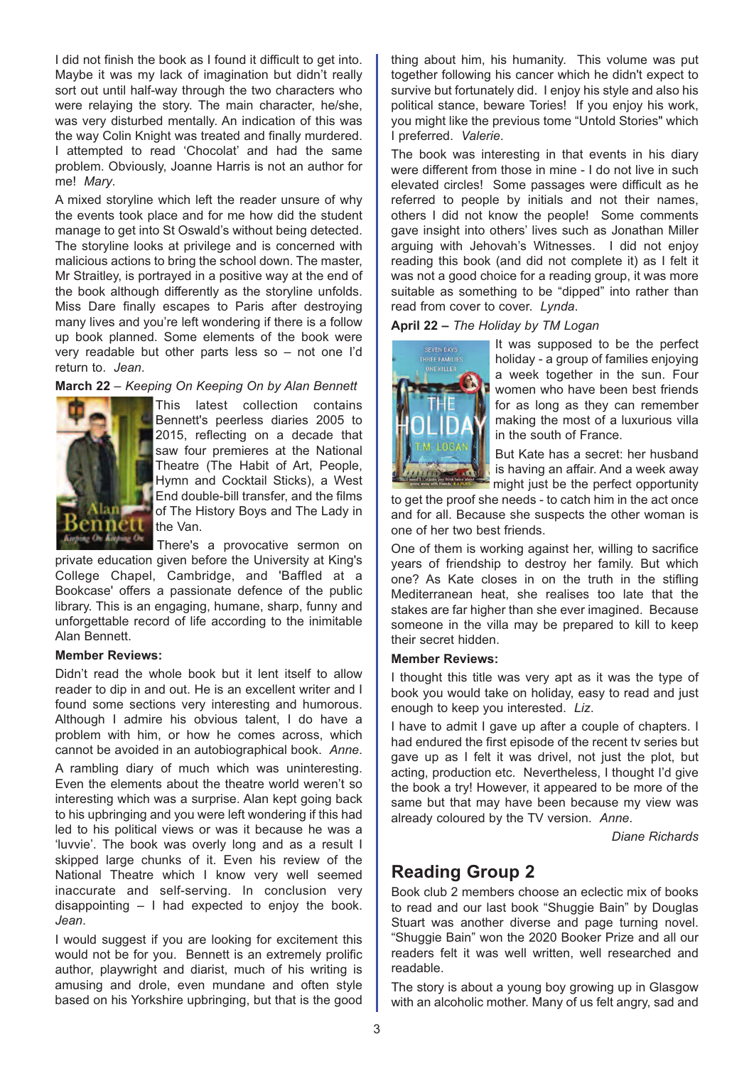I did not finish the book as I found it difficult to get into. Maybe it was my lack of imagination but didn't really sort out until half-way through the two characters who were relaying the story. The main character, he/she, was very disturbed mentally. An indication of this was the way Colin Knight was treated and finally murdered. I attempted to read 'Chocolat' and had the same problem. Obviously, Joanne Harris is not an author for me! *Mary*.

A mixed storyline which left the reader unsure of why the events took place and for me how did the student manage to get into St Oswald's without being detected. The storyline looks at privilege and is concerned with malicious actions to bring the school down. The master, Mr Straitley, is portrayed in a positive way at the end of the book although differently as the storyline unfolds. Miss Dare finally escapes to Paris after destroying many lives and you're left wondering if there is a follow up book planned. Some elements of the book were very readable but other parts less so – not one I'd return to. *Jean*.

**March 22** – *Keeping On Keeping On by Alan Bennett*

This latest collection contains Bennett's peerless diaries 2005 to 2015, reflecting on a decade that saw four premieres at the National Theatre (The Habit of Art, People, Hymn and Cocktail Sticks), a West End double-bill transfer, and the films of The History Boys and The Lady in the Van.

There's a provocative sermon on private education given before the University at King's College Chapel, Cambridge, and 'Baffled at a Bookcase' offers a passionate defence of the public library. This is an engaging, humane, sharp, funny and unforgettable record of life according to the inimitable Alan Bennett.

**Member Reviews:**

Didn't read the whole book but it lent itself to allow reader to dip in and out. He is an excellent writer and I found some sections very interesting and humorous. Although I admire his obvious talent, I do have a problem with him, or how he comes across, which cannot be avoided in an autobiographical book. *Anne*.

A rambling diary of much which was uninteresting. Even the elements about the theatre world weren't so interesting which was a surprise. Alan kept going back to his upbringing and you were left wondering if this had led to his political views or was it because he was a 'luvvie'. The book was overly long and as a result I skipped large chunks of it. Even his review of the National Theatre which I know very well seemed inaccurate and self-serving. In conclusion very disappointing – I had expected to enjoy the book. *Jean*.

I would suggest if you are looking for excitement this would not be for you. Bennett is an extremely prolific author, playwright and diarist, much of his writing is amusing and drole, even mundane and often style based on his Yorkshire upbringing, but that is the good thing about him, his humanity. This volume was put together following his cancer which he didn't expect to survive but fortunately did. I enjoy his style and also his political stance, beware Tories! If you enjoy his work, you might like the previous tome "Untold Stories" which I preferred. *Valerie*.

The book was interesting in that events in his diary were different from those in mine - I do not live in such elevated circles! Some passages were difficult as he referred to people by initials and not their names, others I did not know the people! Some comments gave insight into others' lives such as Jonathan Miller arguing with Jehovah's Witnesses. I did not enjoy reading this book (and did not complete it) as I felt it was not a good choice for a reading group, it was more suitable as something to be "dipped" into rather than read from cover to cover. *Lynda*.

**April 22** – *The Holiday by TM Logan*

It was supposed to be the perfect holiday - a group of families enjoying a week together in the sun. Four women who have been best friends for as long as they can remember making the most of a luxurious villa in the south of France.

But Kate has a secret: her husband is having an affair. And a week away might just be the perfect opportunity to get the proof she needs - to catch him in the act once and for all. Because she suspects the other woman is one of her two best friends.

One of them is working against her, willing to sacrifice years of friendship to destroy her family. But which one? As Kate closes in on the truth in the stifling Mediterranean heat, she realises too late that the stakes are far higher than she ever imagined. Because someone in the villa may be prepared to kill to keep their secret hidden.

**Member Reviews:**

I thought this title was very apt as it was the type of book you would take on holiday, easy to read and just enough to keep you interested. *Liz*.

I have to admit I gave up after a couple of chapters. I had endured the first episode of the recent tv series but gave up as I felt it was drivel, not just the plot, but acting, production etc. Nevertheless, I thought I'd give the book a try! However, it appeared to be more of the same but that may have been because my view was already coloured by the TV version. *Anne*.

*Diane Richards*

## Reading Group 2

Book club 2 members choose an eclectic mix of books to read and our last book "Shuggie Bain" by Douglas Stuart was another diverse and page turning novel. "Shuggie Bain" won the 2020 Booker Prize and all our readers felt it was well written, well researched and readable.

The story is about a young boy growing up in Glasgow with an alcoholic mother. Many of us felt angry, sad and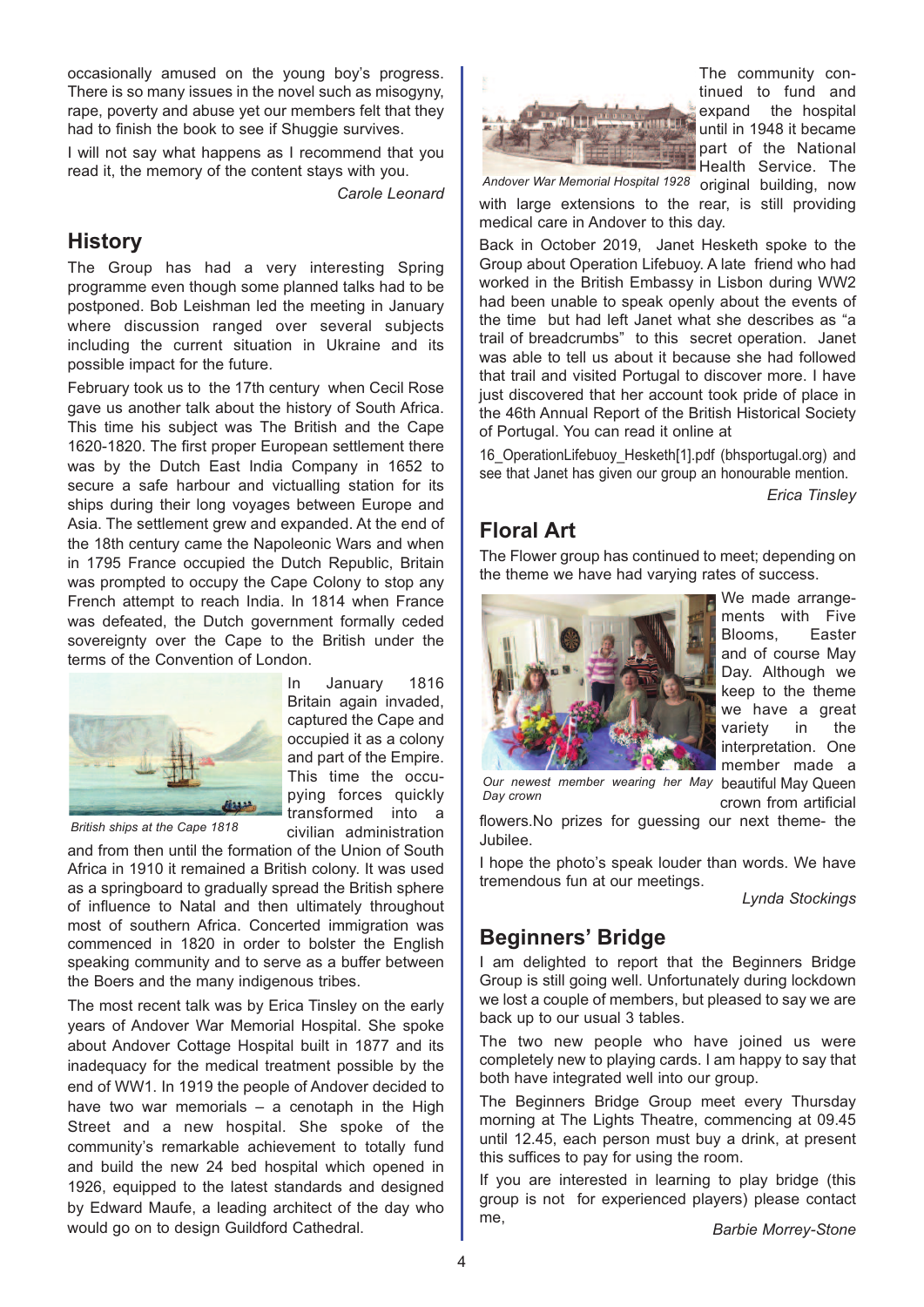occasionally amused on the young boy's progress. There is so many issues in the novel such as misogyny, rape, poverty and abuse yet our members felt that they had to finish the book to see if Shuggie survives.

I will not say what happens as I recommend that you read it, the memory of the content stays with you.

*Carole Leonard*

## History

The Group has had a very interesting Spring programme even though some planned talks had to be postponed. Bob Leishman led the meeting in January where discussion ranged over several subjects including the current situation in Ukraine and its possible impact for the future.

February took us to the 17th century when Cecil Rose gave us another talk about the history of South Africa. This time his subject was The British and the Cape 1620-1820. The first proper European settlement there was by the Dutch East India Company in 1652 to secure a safe harbour and victualling station for its ships during their long voyages between Europe and Asia. The settlement grew and expanded. At the end of the 18th century came the Napoleonic Wars and when in 1795 France occupied the Dutch Republic, Britain was prompted to occupy the Cape Colony to stop any French attempt to reach India. In 1814 when France was defeated, the Dutch government formally ceded sovereignty over the Cape to the British under the terms of the Convention of London.

*British ships at the Cape 1818*

In January 1816 Britain again invaded, captured the Cape and occupied it as a colony and part of the Empire. This time the occupying forces quickly transformed into a civilian administration and from then until the formation of the Union of South Africa in 1910 it remained a British colony. It was used as a springboard to gradually spread the British sphere of influence to Natal and then ultimately throughout most of southern Africa. Concerted immigration was commenced in 1820 in order to bolster the English speaking community and to serve as a buffer between the Boers and the many indigenous tribes.

The most recent talk was by Erica Tinsley on the early years of Andover War Memorial Hospital. She spoke about Andover Cottage Hospital built in 1877 and its inadequacy for the medical treatment possible by the end of WW1. In 1919 the people of Andover decided to have two war memorials – a cenotaph in the High Street and a new hospital. She spoke of the community's remarkable achievement to totally fund and build the new 24 bed hospital which opened in 1926, equipped to the latest standards and designed by Edward Maufe, a leading architect of the day who would go on to design Guildford Cathedral.

*Andover War Memorial Hospital 1928*

The community continued to fund and expand the hospital until in 1948 it became part of the National Health Service. The original building, now with large extensions to the rear, is still providing medical care in Andover to this day.

Back in October 2019, Janet Hesketh spoke to the Group about Operation Lifebuoy. A late friend who had worked in the British Embassy in Lisbon during WW2 had been unable to speak openly about the events of the time but had left Janet what she describes as "a trail of breadcrumbs" to this secret operation. Janet was able to tell us about it because she had followed that trail and visited Portugal to discover more. I have just discovered that her account took pride of place in the 46th Annual Report of the British Historical Society of Portugal. You can read it online at

16_OperationLifebuoy_Hesketh[1].pdf (bhsportugal.org) and see that Janet has given our group an honourable mention.

*Erica Tinsley*

## Floral Art

The Flower group has continued to meet; depending on the theme we have had varying rates of success.

*Our newest member wearing her May Day crown*

We made arrangements with Five Blooms, Easter and of course May Day. Although we keep to the theme we have a great variety in the interpretation. One member made a beautiful May Queen crown from artificial flowers.No prizes for guessing our next theme- the Jubilee.

I hope the photo's speak louder than words. We have tremendous fun at our meetings.

*Lynda Stockings*

## Beginners' Bridge

I am delighted to report that the Beginners Bridge Group is still going well. Unfortunately during lockdown we lost a couple of members, but pleased to say we are back up to our usual 3 tables.

The two new people who have joined us were completely new to playing cards. I am happy to say that both have integrated well into our group.

The Beginners Bridge Group meet every Thursday morning at The Lights Theatre, commencing at 09.45 until 12.45, each person must buy a drink, at present this suffices to pay for using the room.

If you are interested in learning to play bridge (this group is not for experienced players) please contact me,

*Barbie Morrey-Stone*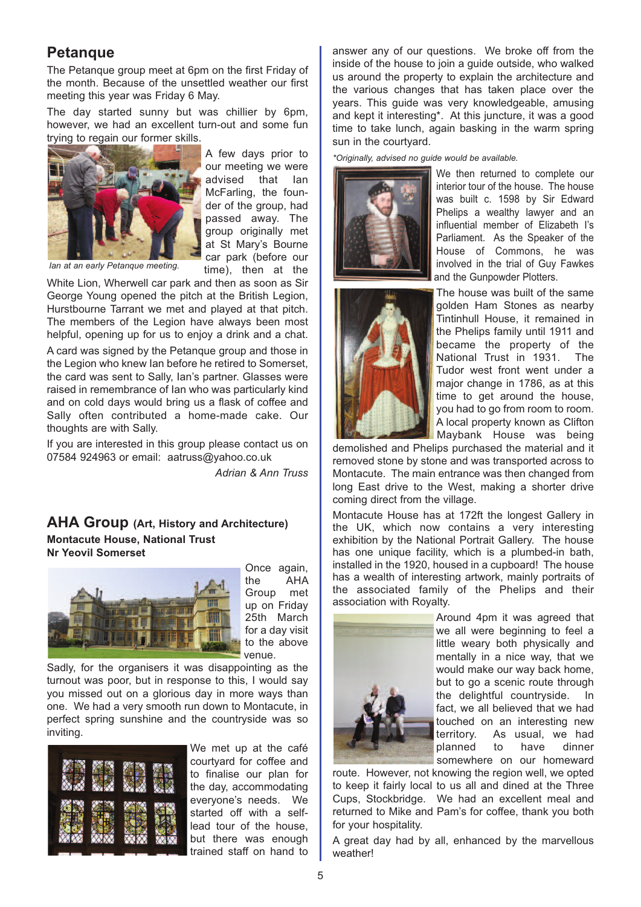## Petanque

The Petanque group meet at 6pm on the first Friday of the month. Because of the unsettled weather our first meeting this year was Friday 6 May.

The day started sunny but was chillier by 6pm, however, we had an excellent turn-out and some fun trying to regain our former skills.

*Ian at an early Petanque meeting.*

A few days prior to our meeting we were advised that Ian McFarling, the founder of the group, had passed away. The group originally met at St Mary's Bourne car park (before our time), then at the White Lion, Wherwell car park and then as soon as Sir George Young opened the pitch at the British Legion, Hurstbourne Tarrant we met and played at that pitch. The members of the Legion have always been most helpful, opening up for us to enjoy a drink and a chat.

A card was signed by the Petanque group and those in the Legion who knew Ian before he retired to Somerset, the card was sent to Sally, Ian's partner. Glasses were raised in remembrance of Ian who was particularly kind and on cold days would bring us a flask of coffee and Sally often contributed a home-made cake. Our thoughts are with Sally.

If you are interested in this group please contact us on 07584 924963 or email: aatruss@yahoo.co.uk

*Adrian & Ann Truss*

## AHA Group (Art, History and Architecture)

**Montacute House, National Trust**
**Nr Yeovil Somerset**

Once again, the AHA Group met up on Friday 25th March for a day visit to the above venue.

Sadly, for the organisers it was disappointing as the turnout was poor, but in response to this, I would say you missed out on a glorious day in more ways than one. We had a very smooth run down to Montacute, in perfect spring sunshine and the countryside was so inviting.

We met up at the café courtyard for coffee and to finalise our plan for the day, accommodating everyone's needs. We started off with a self-lead tour of the house, but there was enough trained staff on hand to answer any of our questions. We broke off from the inside of the house to join a guide outside, who walked us around the property to explain the architecture and the various changes that has taken place over the years. This guide was very knowledgeable, amusing and kept it interesting*. At this juncture, it was a good time to take lunch, again basking in the warm spring sun in the courtyard.

*\*Originally, advised no guide would be available.*

We then returned to complete our interior tour of the house. The house was built c. 1598 by Sir Edward Phelips a wealthy lawyer and an influential member of Elizabeth I's Parliament. As the Speaker of the House of Commons, he was involved in the trial of Guy Fawkes and the Gunpowder Plotters.

The house was built of the same golden Ham Stones as nearby Tintinhull House, it remained in the Phelips family until 1911 and became the property of the National Trust in 1931. The Tudor west front went under a major change in 1786, as at this time to get around the house, you had to go from room to room. A local property known as Clifton Maybank House was being demolished and Phelips purchased the material and it removed stone by stone and was transported across to Montacute. The main entrance was then changed from long East drive to the West, making a shorter drive coming direct from the village.

Montacute House has at 172ft the longest Gallery in the UK, which now contains a very interesting exhibition by the National Portrait Gallery. The house has one unique facility, which is a plumbed-in bath, installed in the 1920, housed in a cupboard! The house has a wealth of interesting artwork, mainly portraits of the associated family of the Phelips and their association with Royalty.

Around 4pm it was agreed that we all were beginning to feel a little weary both physically and mentally in a nice way, that we would make our way back home, but to go a scenic route through the delightful countryside. In fact, we all believed that we had touched on an interesting new territory. As usual, we had planned to have dinner somewhere on our homeward route. However, not knowing the region well, we opted to keep it fairly local to us all and dined at the Three Cups, Stockbridge. We had an excellent meal and returned to Mike and Pam's for coffee, thank you both for your hospitality.

A great day had by all, enhanced by the marvellous weather!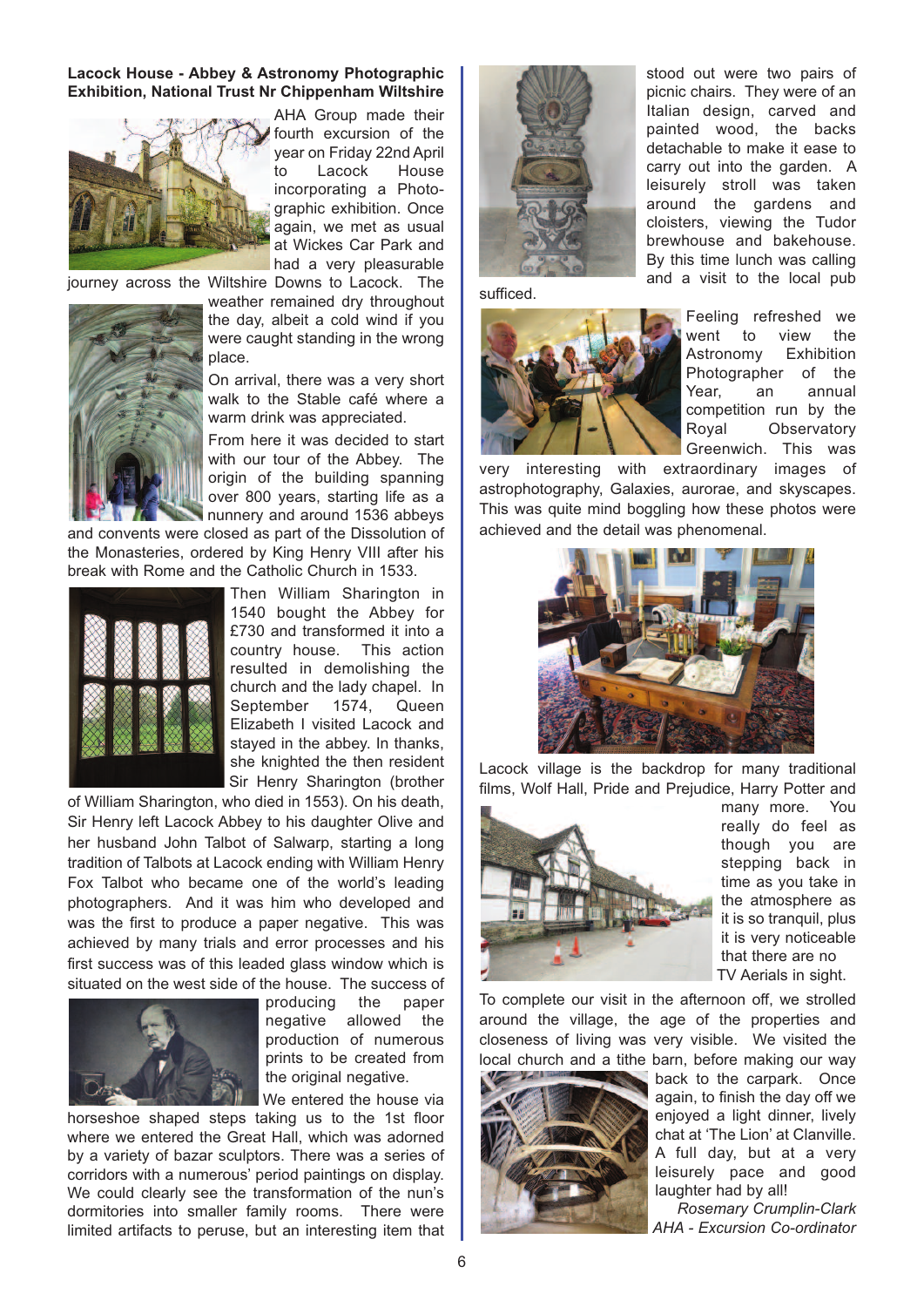**Lacock House - Abbey & Astronomy Photographic Exhibition, National Trust Nr Chippenham Wiltshire**

AHA Group made their fourth excursion of the year on Friday 22nd April to Lacock House incorporating a Photographic exhibition. Once again, we met as usual at Wickes Car Park and had a very pleasurable journey across the Wiltshire Downs to Lacock. The weather remained dry throughout the day, albeit a cold wind if you were caught standing in the wrong place.

On arrival, there was a very short walk to the Stable café where a warm drink was appreciated.

From here it was decided to start with our tour of the Abbey. The origin of the building spanning over 800 years, starting life as a nunnery and around 1536 abbeys and convents were closed as part of the Dissolution of the Monasteries, ordered by King Henry VIII after his break with Rome and the Catholic Church in 1533.

Then William Sharington in 1540 bought the Abbey for £730 and transformed it into a country house. This action resulted in demolishing the church and the lady chapel. In September 1574, Queen Elizabeth I visited Lacock and stayed in the abbey. In thanks, she knighted the then resident Sir Henry Sharington (brother of William Sharington, who died in 1553). On his death, Sir Henry left Lacock Abbey to his daughter Olive and her husband John Talbot of Salwarp, starting a long tradition of Talbots at Lacock ending with William Henry Fox Talbot who became one of the world's leading photographers. And it was him who developed and was the first to produce a paper negative. This was achieved by many trials and error processes and his first success was of this leaded glass window which is situated on the west side of the house. The success of producing the paper negative allowed the production of numerous prints to be created from the original negative.

We entered the house via horseshoe shaped steps taking us to the 1st floor where we entered the Great Hall, which was adorned by a variety of bazar sculptors. There was a series of corridors with a numerous' period paintings on display. We could clearly see the transformation of the nun's dormitories into smaller family rooms. There were limited artifacts to peruse, but an interesting item that stood out were two pairs of picnic chairs. They were of an Italian design, carved and painted wood, the backs detachable to make it ease to carry out into the garden. A leisurely stroll was taken around the gardens and cloisters, viewing the Tudor brewhouse and bakehouse. By this time lunch was calling and a visit to the local pub sufficed.

Feeling refreshed we went to view the Astronomy Exhibition Photographer of the Year, an annual competition run by the Royal Observatory Greenwich. This was very interesting with extraordinary images of astrophotography, Galaxies, aurorae, and skyscapes. This was quite mind boggling how these photos were achieved and the detail was phenomenal.

Lacock village is the backdrop for many traditional films, Wolf Hall, Pride and Prejudice, Harry Potter and many more. You really do feel as though you are stepping back in time as you take in the atmosphere as it is so tranquil, plus it is very noticeable that there are no TV Aerials in sight.

To complete our visit in the afternoon off, we strolled around the village, the age of the properties and closeness of living was very visible. We visited the local church and a tithe barn, before making our way back to the carpark. Once again, to finish the day off we enjoyed a light dinner, lively chat at 'The Lion' at Clanville. A full day, but at a very leisurely pace and good laughter had by all!

*Rosemary Crumplin-Clark*
*AHA - Excursion Co-ordinator*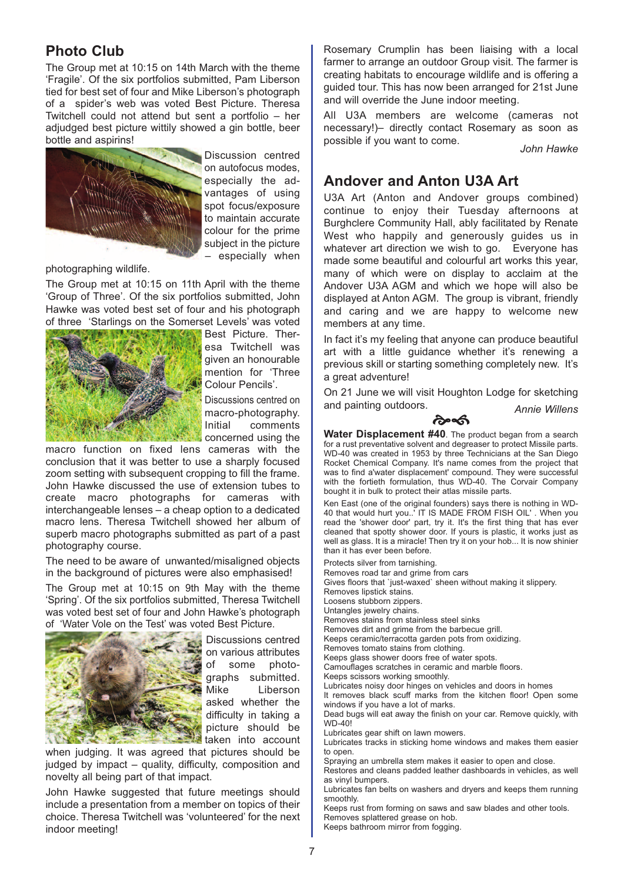## Photo Club

The Group met at 10:15 on 14th March with the theme 'Fragile'. Of the six portfolios submitted, Pam Liberson tied for best set of four and Mike Liberson's photograph of a spider's web was voted Best Picture. Theresa Twitchell could not attend but sent a portfolio – her adjudged best picture wittily showed a gin bottle, beer bottle and aspirins!

Discussion centred on autofocus modes, especially the advantages of using spot focus/exposure to maintain accurate colour for the prime subject in the picture – especially when photographing wildlife.

The Group met at 10:15 on 11th April with the theme 'Group of Three'. Of the six portfolios submitted, John Hawke was voted best set of four and his photograph of three 'Starlings on the Somerset Levels' was voted Best Picture. Theresa Twitchell was given an honourable mention for 'Three Colour Pencils'.

Discussions centred on macro-photography. Initial comments concerned using the macro function on fixed lens cameras with the conclusion that it was better to use a sharply focused zoom setting with subsequent cropping to fill the frame. John Hawke discussed the use of extension tubes to create macro photographs for cameras with interchangeable lenses – a cheap option to a dedicated macro lens. Theresa Twitchell showed her album of superb macro photographs submitted as part of a past photography course.

The need to be aware of unwanted/misaligned objects in the background of pictures were also emphasised!

The Group met at 10:15 on 9th May with the theme 'Spring'. Of the six portfolios submitted, Theresa Twitchell was voted best set of four and John Hawke's photograph of 'Water Vole on the Test' was voted Best Picture.

Discussions centred on various attributes of some photographs submitted. Mike Liberson asked whether the difficulty in taking a picture should be taken into account when judging. It was agreed that pictures should be judged by impact – quality, difficulty, composition and novelty all being part of that impact.

John Hawke suggested that future meetings should include a presentation from a member on topics of their choice. Theresa Twitchell was 'volunteered' for the next indoor meeting!

Rosemary Crumplin has been liaising with a local farmer to arrange an outdoor Group visit. The farmer is creating habitats to encourage wildlife and is offering a guided tour. This has now been arranged for 21st June and will override the June indoor meeting.

All U3A members are welcome (cameras not necessary!)– directly contact Rosemary as soon as possible if you want to come.

*John Hawke*

## Andover and Anton U3A Art

U3A Art (Anton and Andover groups combined) continue to enjoy their Tuesday afternoons at Burghclere Community Hall, ably facilitated by Renate West who happily and generously guides us in whatever art direction we wish to go. Everyone has made some beautiful and colourful art works this year, many of which were on display to acclaim at the Andover U3A AGM and which we hope will also be displayed at Anton AGM. The group is vibrant, friendly and caring and we are happy to welcome new members at any time.

In fact it's my feeling that anyone can produce beautiful art with a little guidance whether it's renewing a previous skill or starting something completely new. It's a great adventure!

On 21 June we will visit Houghton Lodge for sketching and painting outdoors.

*Annie Willens*

**Water Displacement #40**. The product began from a search for a rust preventative solvent and degreaser to protect Missile parts. WD-40 was created in 1953 by three Technicians at the San Diego Rocket Chemical Company. It's name comes from the project that was to find a'water displacement' compound. They were successful with the fortieth formulation, thus WD-40. The Corvair Company bought it in bulk to protect their atlas missile parts.

Ken East (one of the original founders) says there is nothing in WD-40 that would hurt you..' IT IS MADE FROM FISH OIL' . When you read the 'shower door' part, try it. It's the first thing that has ever cleaned that spotty shower door. If yours is plastic, it works just as well as glass. It is a miracle! Then try it on your hob... It is now shinier than it has ever been before.

Protects silver from tarnishing.
Removes road tar and grime from cars
Gives floors that `just-waxed` sheen without making it slippery.
Removes lipstick stains.
Loosens stubborn zippers.
Untangles jewelry chains.
Removes stains from stainless steel sinks
Removes dirt and grime from the barbecue grill.
Keeps ceramic/terracotta garden pots from oxidizing.
Removes tomato stains from clothing.
Keeps glass shower doors free of water spots.
Camouflages scratches in ceramic and marble floors.
Keeps scissors working smoothly.
Lubricates noisy door hinges on vehicles and doors in homes
It removes black scuff marks from the kitchen floor! Open some windows if you have a lot of marks.
Dead bugs will eat away the finish on your car. Remove quickly, with WD-40!
Lubricates gear shift on lawn mowers.
Lubricates tracks in sticking home windows and makes them easier to open.
Spraying an umbrella stem makes it easier to open and close.
Restores and cleans padded leather dashboards in vehicles, as well as vinyl bumpers.
Lubricates fan belts on washers and dryers and keeps them running smoothly.
Keeps rust from forming on saws and saw blades and other tools.
Removes splattered grease on hob.
Keeps bathroom mirror from fogging.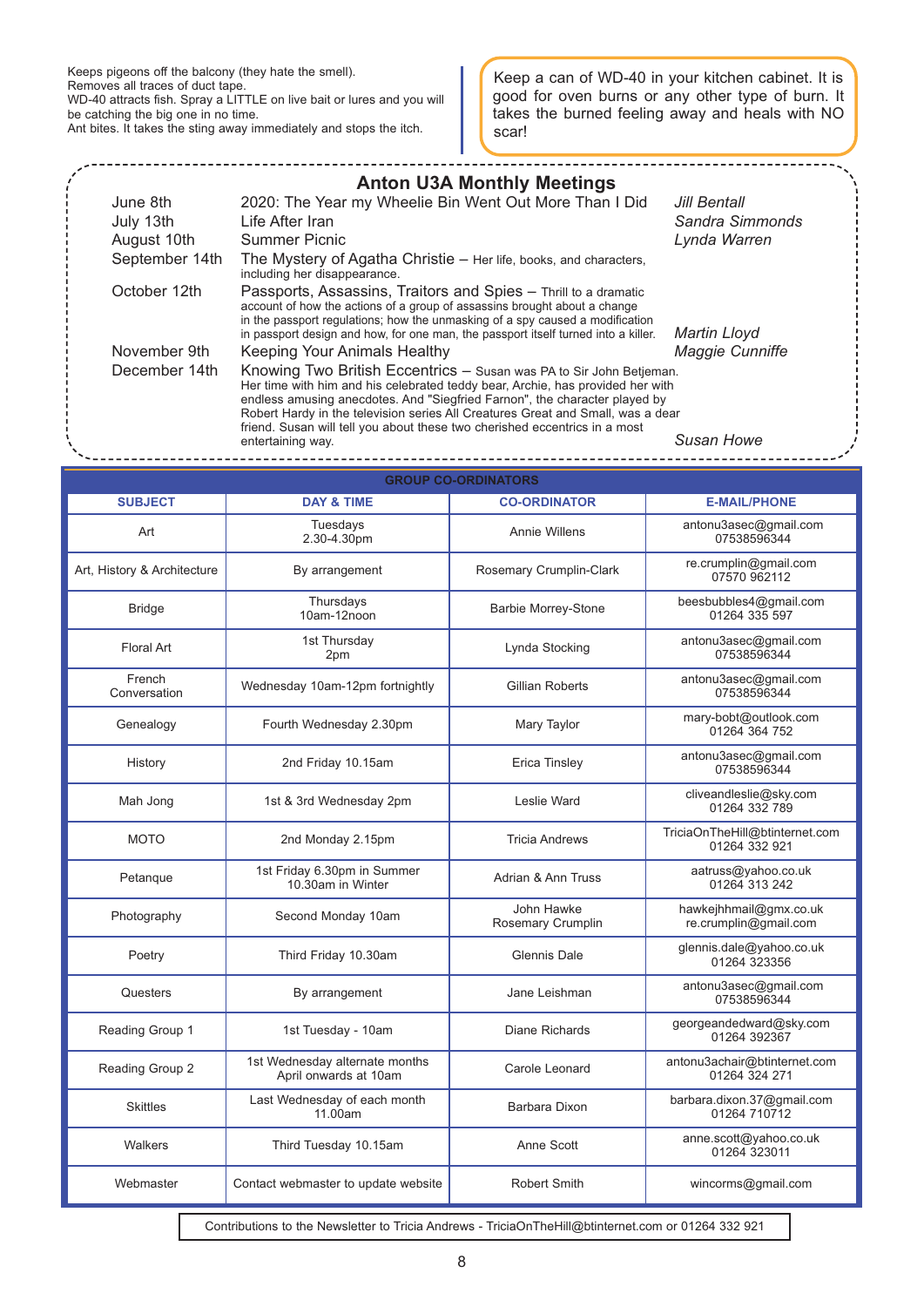Keeps pigeons off the balcony (they hate the smell).
Removes all traces of duct tape.
WD-40 attracts fish. Spray a LITTLE on live bait or lures and you will be catching the big one in no time.
Ant bites. It takes the sting away immediately and stops the itch.

Keep a can of WD-40 in your kitchen cabinet. It is good for oven burns or any other type of burn. It takes the burned feeling away and heals with NO scar!

## Anton U3A Monthly Meetings

| | | |
|---|---|---|
| June 8th | 2020: The Year my Wheelie Bin Went Out More Than I Did | *Jill Bentall* |
| July 13th | Life After Iran | *Sandra Simmonds* |
| August 10th | Summer Picnic | *Lynda Warren* |
| September 14th | The Mystery of Agatha Christie – Her life, books, and characters, including her disappearance. | |
| October 12th | Passports, Assassins, Traitors and Spies – Thrill to a dramatic account of how the actions of a group of assassins brought about a change in the passport regulations; how the unmasking of a spy caused a modification in passport design and how, for one man, the passport itself turned into a killer. | *Martin Lloyd* |
| November 9th | Keeping Your Animals Healthy | *Maggie Cunniffe* |
| December 14th | Knowing Two British Eccentrics – Susan was PA to Sir John Betjeman. Her time with him and his celebrated teddy bear, Archie, has provided her with endless amusing anecdotes. And "Siegfried Farnon", the character played by Robert Hardy in the television series All Creatures Great and Small, was a dear friend. Susan will tell you about these two cherished eccentrics in a most entertaining way. | *Susan Howe* |

## GROUP CO-ORDINATORS

| SUBJECT | DAY & TIME | CO-ORDINATOR | E-MAIL/PHONE |
|---|---|---|---|
| Art | Tuesdays 2.30-4.30pm | Annie Willens | antonu3asec@gmail.com 07538596344 |
| Art, History & Architecture | By arrangement | Rosemary Crumplin-Clark | re.crumplin@gmail.com 07570 962112 |
| Bridge | Thursdays 10am-12noon | Barbie Morrey-Stone | beesbubbles4@gmail.com 01264 335 597 |
| Floral Art | 1st Thursday 2pm | Lynda Stocking | antonu3asec@gmail.com 07538596344 |
| French Conversation | Wednesday 10am-12pm fortnightly | Gillian Roberts | antonu3asec@gmail.com 07538596344 |
| Genealogy | Fourth Wednesday 2.30pm | Mary Taylor | mary-bobt@outlook.com 01264 364 752 |
| History | 2nd Friday 10.15am | Erica Tinsley | antonu3asec@gmail.com 07538596344 |
| Mah Jong | 1st & 3rd Wednesday 2pm | Leslie Ward | cliveandleslie@sky.com 01264 332 789 |
| MOTO | 2nd Monday 2.15pm | Tricia Andrews | TriciaOnTheHill@btinternet.com 01264 332 921 |
| Petanque | 1st Friday 6.30pm in Summer 10.30am in Winter | Adrian & Ann Truss | aatruss@yahoo.co.uk 01264 313 242 |
| Photography | Second Monday 10am | John Hawke Rosemary Crumplin | hawkejhhmail@gmx.co.uk re.crumplin@gmail.com |
| Poetry | Third Friday 10.30am | Glennis Dale | glennis.dale@yahoo.co.uk 01264 323356 |
| Questers | By arrangement | Jane Leishman | antonu3asec@gmail.com 07538596344 |
| Reading Group 1 | 1st Tuesday - 10am | Diane Richards | georgeandedward@sky.com 01264 392367 |
| Reading Group 2 | 1st Wednesday alternate months April onwards at 10am | Carole Leonard | antonu3achair@btinternet.com 01264 324 271 |
| Skittles | Last Wednesday of each month 11.00am | Barbara Dixon | barbara.dixon.37@gmail.com 01264 710712 |
| Walkers | Third Tuesday 10.15am | Anne Scott | anne.scott@yahoo.co.uk 01264 323011 |
| Webmaster | Contact webmaster to update website | Robert Smith | wincorms@gmail.com |

Contributions to the Newsletter to Tricia Andrews - TriciaOnTheHill@btinternet.com or 01264 332 921